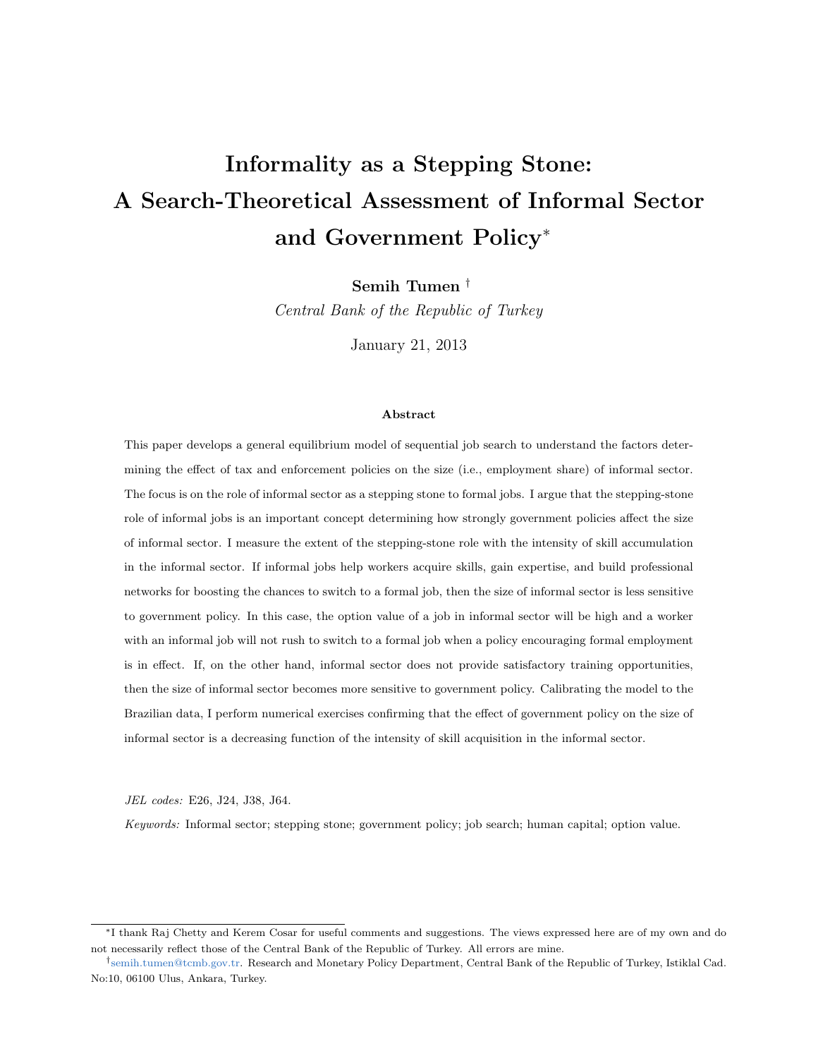# Informality as a Stepping Stone: A Search-Theoretical Assessment of Informal Sector and Government Policy[*]

**Semih Tumen** [†]

*Central Bank of the Republic of Turkey*

January 21, 2013

### Abstract

This paper develops a general equilibrium model of sequential job search to understand the factors determining the effect of tax and enforcement policies on the size (i.e., employment share) of informal sector. The focus is on the role of informal sector as a stepping stone to formal jobs. I argue that the stepping-stone role of informal jobs is an important concept determining how strongly government policies affect the size of informal sector. I measure the extent of the stepping-stone role with the intensity of skill accumulation in the informal sector. If informal jobs help workers acquire skills, gain expertise, and build professional networks for boosting the chances to switch to a formal job, then the size of informal sector is less sensitive to government policy. In this case, the option value of a job in informal sector will be high and a worker with an informal job will not rush to switch to a formal job when a policy encouraging formal employment is in effect. If, on the other hand, informal sector does not provide satisfactory training opportunities, then the size of informal sector becomes more sensitive to government policy. Calibrating the model to the Brazilian data, I perform numerical exercises confirming that the effect of government policy on the size of informal sector is a decreasing function of the intensity of skill acquisition in the informal sector.

*JEL codes:* E26, J24, J38, J64.

*Keywords:* Informal sector; stepping stone; government policy; job search; human capital; option value.

---

[*] I thank Raj Chetty and Kerem Cosar for useful comments and suggestions. The views expressed here are of my own and do not necessarily reflect those of the Central Bank of the Republic of Turkey. All errors are mine.

[†] semih.tumen@tcmb.gov.tr. Research and Monetary Policy Department, Central Bank of the Republic of Turkey, Istiklal Cad. No:10, 06100 Ulus, Ankara, Turkey.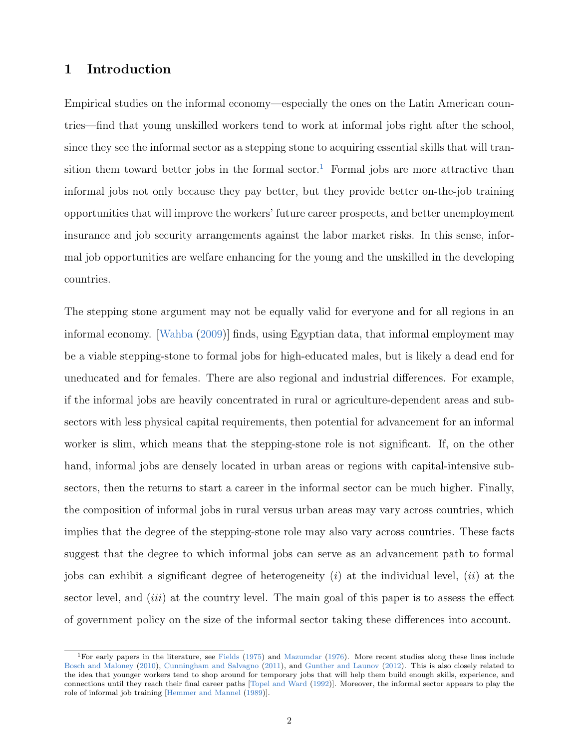## 1 Introduction

Empirical studies on the informal economy—especially the ones on the Latin American countries—find that young unskilled workers tend to work at informal jobs right after the school, since they see the informal sector as a stepping stone to acquiring essential skills that will transition them toward better jobs in the formal sector.[1] Formal jobs are more attractive than informal jobs not only because they pay better, but they provide better on-the-job training opportunities that will improve the workers' future career prospects, and better unemployment insurance and job security arrangements against the labor market risks. In this sense, informal job opportunities are welfare enhancing for the young and the unskilled in the developing countries.

The stepping stone argument may not be equally valid for everyone and for all regions in an informal economy. [Wahba (2009)] finds, using Egyptian data, that informal employment may be a viable stepping-stone to formal jobs for high-educated males, but is likely a dead end for uneducated and for females. There are also regional and industrial differences. For example, if the informal jobs are heavily concentrated in rural or agriculture-dependent areas and subsectors with less physical capital requirements, then potential for advancement for an informal worker is slim, which means that the stepping-stone role is not significant. If, on the other hand, informal jobs are densely located in urban areas or regions with capital-intensive subsectors, then the returns to start a career in the informal sector can be much higher. Finally, the composition of informal jobs in rural versus urban areas may vary across countries, which implies that the degree of the stepping-stone role may also vary across countries. These facts suggest that the degree to which informal jobs can serve as an advancement path to formal jobs can exhibit a significant degree of heterogeneity (*i*) at the individual level, (*ii*) at the sector level, and (*iii*) at the country level. The main goal of this paper is to assess the effect of government policy on the size of the informal sector taking these differences into account.

[1] For early papers in the literature, see Fields (1975) and Mazumdar (1976). More recent studies along these lines include Bosch and Maloney (2010), Cunningham and Salvagno (2011), and Gunther and Launov (2012). This is also closely related to the idea that younger workers tend to shop around for temporary jobs that will help them build enough skills, experience, and connections until they reach their final career paths [Topel and Ward (1992)]. Moreover, the informal sector appears to play the role of informal job training [Hemmer and Mannel (1989)].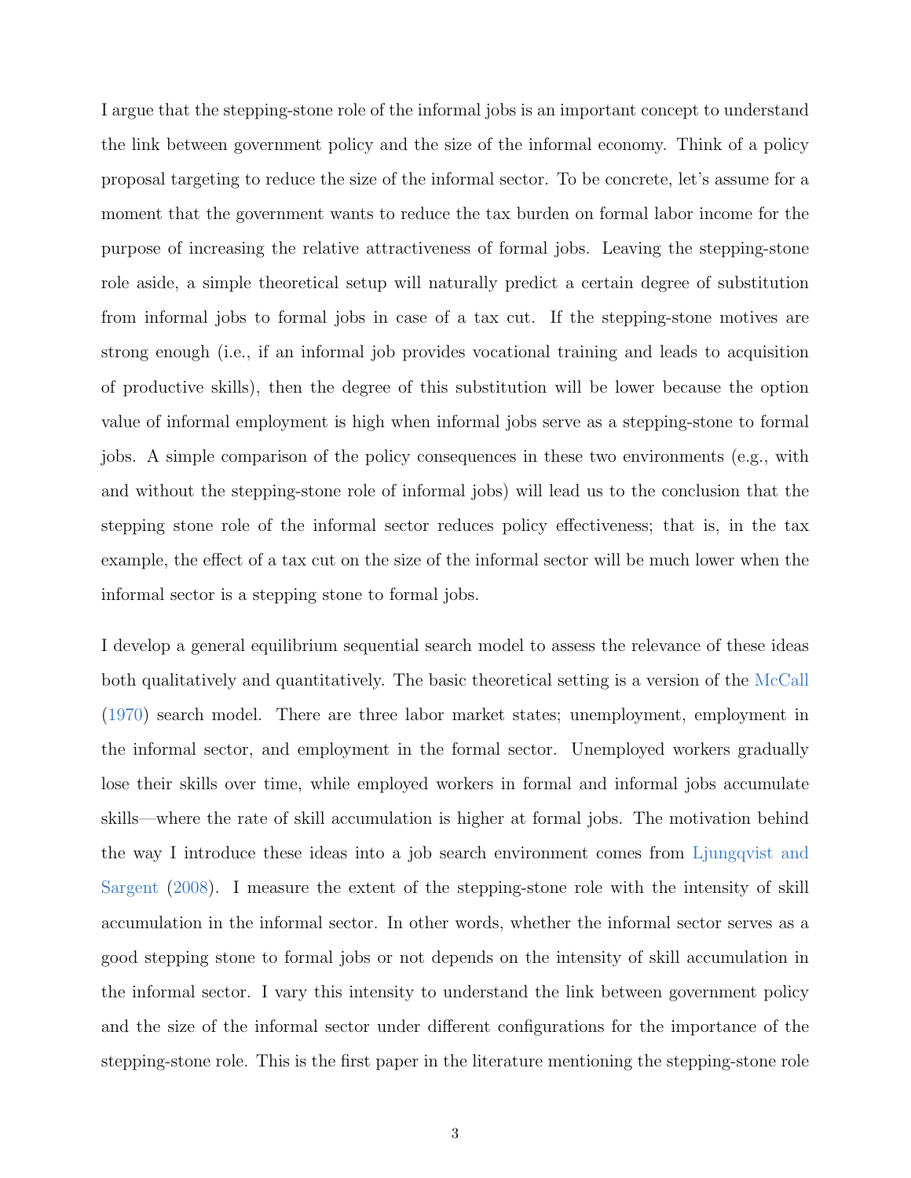I argue that the stepping-stone role of the informal jobs is an important concept to understand the link between government policy and the size of the informal economy. Think of a policy proposal targeting to reduce the size of the informal sector. To be concrete, let's assume for a moment that the government wants to reduce the tax burden on formal labor income for the purpose of increasing the relative attractiveness of formal jobs. Leaving the stepping-stone role aside, a simple theoretical setup will naturally predict a certain degree of substitution from informal jobs to formal jobs in case of a tax cut. If the stepping-stone motives are strong enough (i.e., if an informal job provides vocational training and leads to acquisition of productive skills), then the degree of this substitution will be lower because the option value of informal employment is high when informal jobs serve as a stepping-stone to formal jobs. A simple comparison of the policy consequences in these two environments (e.g., with and without the stepping-stone role of informal jobs) will lead us to the conclusion that the stepping stone role of the informal sector reduces policy effectiveness; that is, in the tax example, the effect of a tax cut on the size of the informal sector will be much lower when the informal sector is a stepping stone to formal jobs.

I develop a general equilibrium sequential search model to assess the relevance of these ideas both qualitatively and quantitatively. The basic theoretical setting is a version of the McCall (1970) search model. There are three labor market states; unemployment, employment in the informal sector, and employment in the formal sector. Unemployed workers gradually lose their skills over time, while employed workers in formal and informal jobs accumulate skills—where the rate of skill accumulation is higher at formal jobs. The motivation behind the way I introduce these ideas into a job search environment comes from Ljungqvist and Sargent (2008). I measure the extent of the stepping-stone role with the intensity of skill accumulation in the informal sector. In other words, whether the informal sector serves as a good stepping stone to formal jobs or not depends on the intensity of skill accumulation in the informal sector. I vary this intensity to understand the link between government policy and the size of the informal sector under different configurations for the importance of the stepping-stone role. This is the first paper in the literature mentioning the stepping-stone role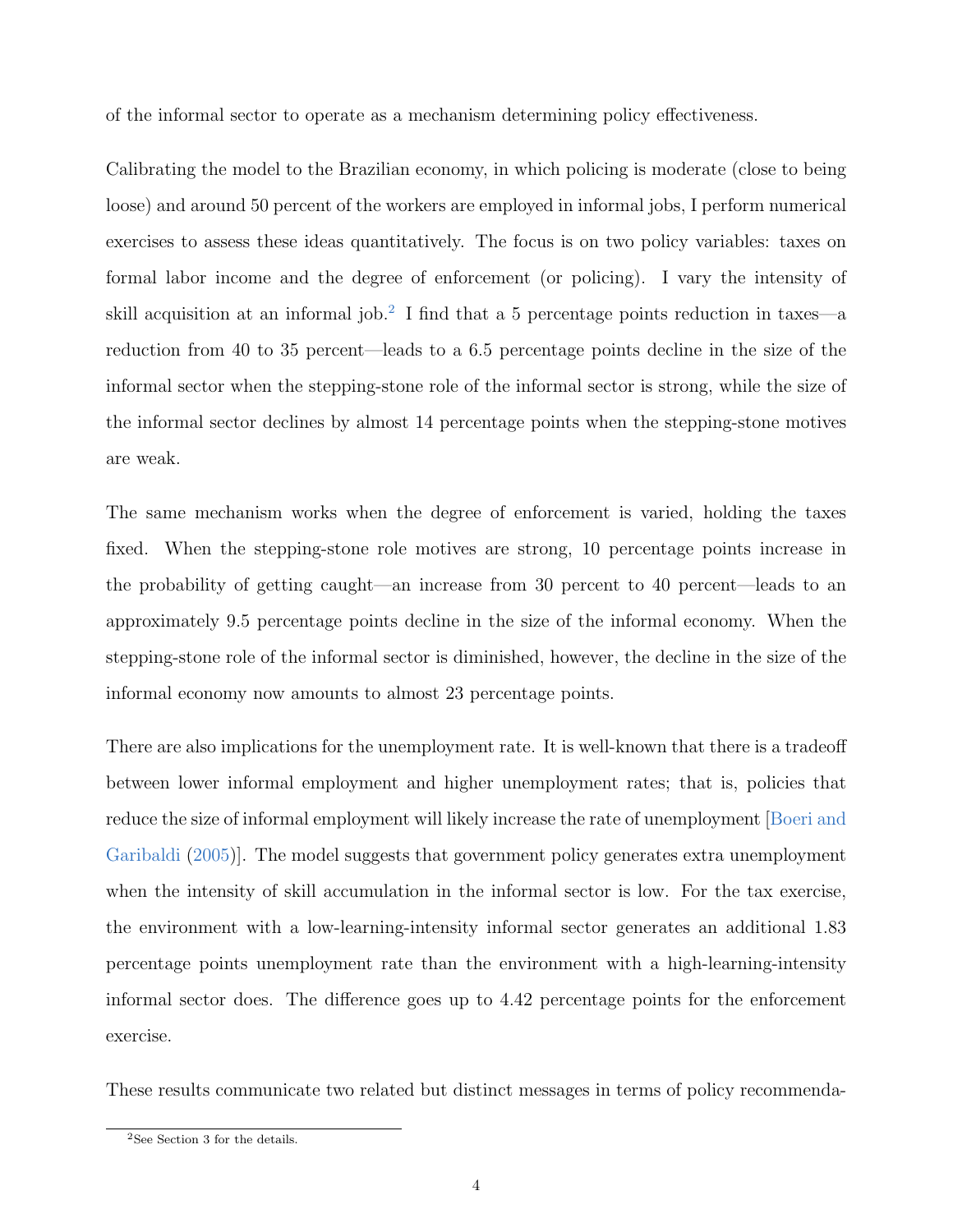of the informal sector to operate as a mechanism determining policy effectiveness.

Calibrating the model to the Brazilian economy, in which policing is moderate (close to being loose) and around 50 percent of the workers are employed in informal jobs, I perform numerical exercises to assess these ideas quantitatively. The focus is on two policy variables: taxes on formal labor income and the degree of enforcement (or policing). I vary the intensity of skill acquisition at an informal job.[2] I find that a 5 percentage points reduction in taxes—a reduction from 40 to 35 percent—leads to a 6.5 percentage points decline in the size of the informal sector when the stepping-stone role of the informal sector is strong, while the size of the informal sector declines by almost 14 percentage points when the stepping-stone motives are weak.

The same mechanism works when the degree of enforcement is varied, holding the taxes fixed. When the stepping-stone role motives are strong, 10 percentage points increase in the probability of getting caught—an increase from 30 percent to 40 percent—leads to an approximately 9.5 percentage points decline in the size of the informal economy. When the stepping-stone role of the informal sector is diminished, however, the decline in the size of the informal economy now amounts to almost 23 percentage points.

There are also implications for the unemployment rate. It is well-known that there is a tradeoff between lower informal employment and higher unemployment rates; that is, policies that reduce the size of informal employment will likely increase the rate of unemployment [Boeri and Garibaldi (2005)]. The model suggests that government policy generates extra unemployment when the intensity of skill accumulation in the informal sector is low. For the tax exercise, the environment with a low-learning-intensity informal sector generates an additional 1.83 percentage points unemployment rate than the environment with a high-learning-intensity informal sector does. The difference goes up to 4.42 percentage points for the enforcement exercise.

These results communicate two related but distinct messages in terms of policy recommenda-

[2] See Section 3 for the details.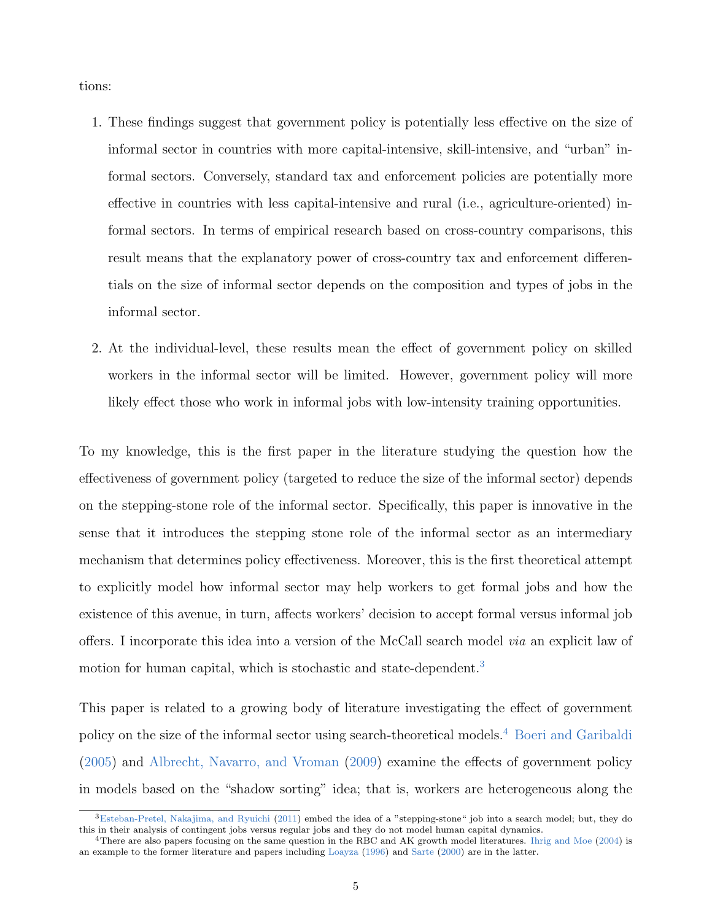tions:

1. These findings suggest that government policy is potentially less effective on the size of informal sector in countries with more capital-intensive, skill-intensive, and "urban" informal sectors. Conversely, standard tax and enforcement policies are potentially more effective in countries with less capital-intensive and rural (i.e., agriculture-oriented) informal sectors. In terms of empirical research based on cross-country comparisons, this result means that the explanatory power of cross-country tax and enforcement differentials on the size of informal sector depends on the composition and types of jobs in the informal sector.

2. At the individual-level, these results mean the effect of government policy on skilled workers in the informal sector will be limited. However, government policy will more likely effect those who work in informal jobs with low-intensity training opportunities.

To my knowledge, this is the first paper in the literature studying the question how the effectiveness of government policy (targeted to reduce the size of the informal sector) depends on the stepping-stone role of the informal sector. Specifically, this paper is innovative in the sense that it introduces the stepping stone role of the informal sector as an intermediary mechanism that determines policy effectiveness. Moreover, this is the first theoretical attempt to explicitly model how informal sector may help workers to get formal jobs and how the existence of this avenue, in turn, affects workers' decision to accept formal versus informal job offers. I incorporate this idea into a version of the McCall search model *via* an explicit law of motion for human capital, which is stochastic and state-dependent.[3]

This paper is related to a growing body of literature investigating the effect of government policy on the size of the informal sector using search-theoretical models.[4] Boeri and Garibaldi (2005) and Albrecht, Navarro, and Vroman (2009) examine the effects of government policy in models based on the "shadow sorting" idea; that is, workers are heterogeneous along the

---

[3] Esteban-Pretel, Nakajima, and Ryuichi (2011) embed the idea of a "stepping-stone" job into a search model; but, they do this in their analysis of contingent jobs versus regular jobs and they do not model human capital dynamics.

[4] There are also papers focusing on the same question in the RBC and AK growth model literatures. Ihrig and Moe (2004) is an example to the former literature and papers including Loayza (1996) and Sarte (2000) are in the latter.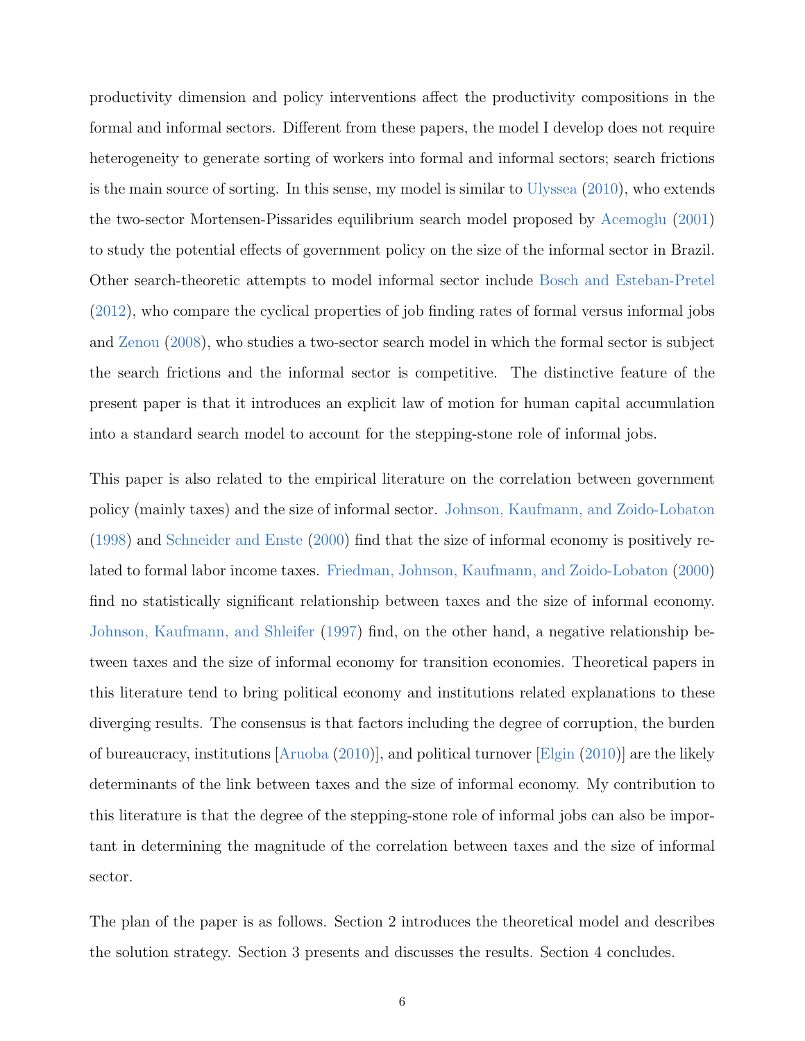productivity dimension and policy interventions affect the productivity compositions in the formal and informal sectors. Different from these papers, the model I develop does not require heterogeneity to generate sorting of workers into formal and informal sectors; search frictions is the main source of sorting. In this sense, my model is similar to Ulyssea (2010), who extends the two-sector Mortensen-Pissarides equilibrium search model proposed by Acemoglu (2001) to study the potential effects of government policy on the size of the informal sector in Brazil. Other search-theoretic attempts to model informal sector include Bosch and Esteban-Pretel (2012), who compare the cyclical properties of job finding rates of formal versus informal jobs and Zenou (2008), who studies a two-sector search model in which the formal sector is subject the search frictions and the informal sector is competitive. The distinctive feature of the present paper is that it introduces an explicit law of motion for human capital accumulation into a standard search model to account for the stepping-stone role of informal jobs.

This paper is also related to the empirical literature on the correlation between government policy (mainly taxes) and the size of informal sector. Johnson, Kaufmann, and Zoido-Lobaton (1998) and Schneider and Enste (2000) find that the size of informal economy is positively related to formal labor income taxes. Friedman, Johnson, Kaufmann, and Zoido-Lobaton (2000) find no statistically significant relationship between taxes and the size of informal economy. Johnson, Kaufmann, and Shleifer (1997) find, on the other hand, a negative relationship between taxes and the size of informal economy for transition economies. Theoretical papers in this literature tend to bring political economy and institutions related explanations to these diverging results. The consensus is that factors including the degree of corruption, the burden of bureaucracy, institutions [Aruoba (2010)], and political turnover [Elgin (2010)] are the likely determinants of the link between taxes and the size of informal economy. My contribution to this literature is that the degree of the stepping-stone role of informal jobs can also be important in determining the magnitude of the correlation between taxes and the size of informal sector.

The plan of the paper is as follows. Section 2 introduces the theoretical model and describes the solution strategy. Section 3 presents and discusses the results. Section 4 concludes.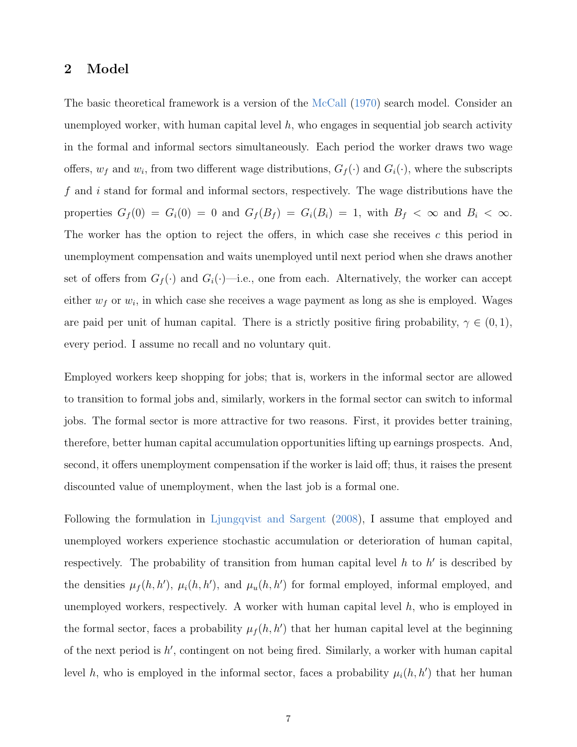## 2 Model

The basic theoretical framework is a version of the McCall (1970) search model. Consider an unemployed worker, with human capital level $h$, who engages in sequential job search activity in the formal and informal sectors simultaneously. Each period the worker draws two wage offers, $w_f$ and $w_i$, from two different wage distributions, $G_f(\cdot)$ and $G_i(\cdot)$, where the subscripts $f$ and $i$ stand for formal and informal sectors, respectively. The wage distributions have the properties $G_f(0) = G_i(0) = 0$ and $G_f(B_f) = G_i(B_i) = 1$, with $B_f < \infty$ and $B_i < \infty$. The worker has the option to reject the offers, in which case she receives $c$ this period in unemployment compensation and waits unemployed until next period when she draws another set of offers from $G_f(\cdot)$ and $G_i(\cdot)$—i.e., one from each. Alternatively, the worker can accept either $w_f$ or $w_i$, in which case she receives a wage payment as long as she is employed. Wages are paid per unit of human capital. There is a strictly positive firing probability, $\gamma \in (0, 1)$, every period. I assume no recall and no voluntary quit.

Employed workers keep shopping for jobs; that is, workers in the informal sector are allowed to transition to formal jobs and, similarly, workers in the formal sector can switch to informal jobs. The formal sector is more attractive for two reasons. First, it provides better training, therefore, better human capital accumulation opportunities lifting up earnings prospects. And, second, it offers unemployment compensation if the worker is laid off; thus, it raises the present discounted value of unemployment, when the last job is a formal one.

Following the formulation in Ljungqvist and Sargent (2008), I assume that employed and unemployed workers experience stochastic accumulation or deterioration of human capital, respectively. The probability of transition from human capital level $h$ to $h'$ is described by the densities $\mu_f(h, h')$, $\mu_i(h, h')$, and $\mu_u(h, h')$ for formal employed, informal employed, and unemployed workers, respectively. A worker with human capital level $h$, who is employed in the formal sector, faces a probability $\mu_f(h, h')$ that her human capital level at the beginning of the next period is $h'$, contingent on not being fired. Similarly, a worker with human capital level $h$, who is employed in the informal sector, faces a probability $\mu_i(h, h')$ that her human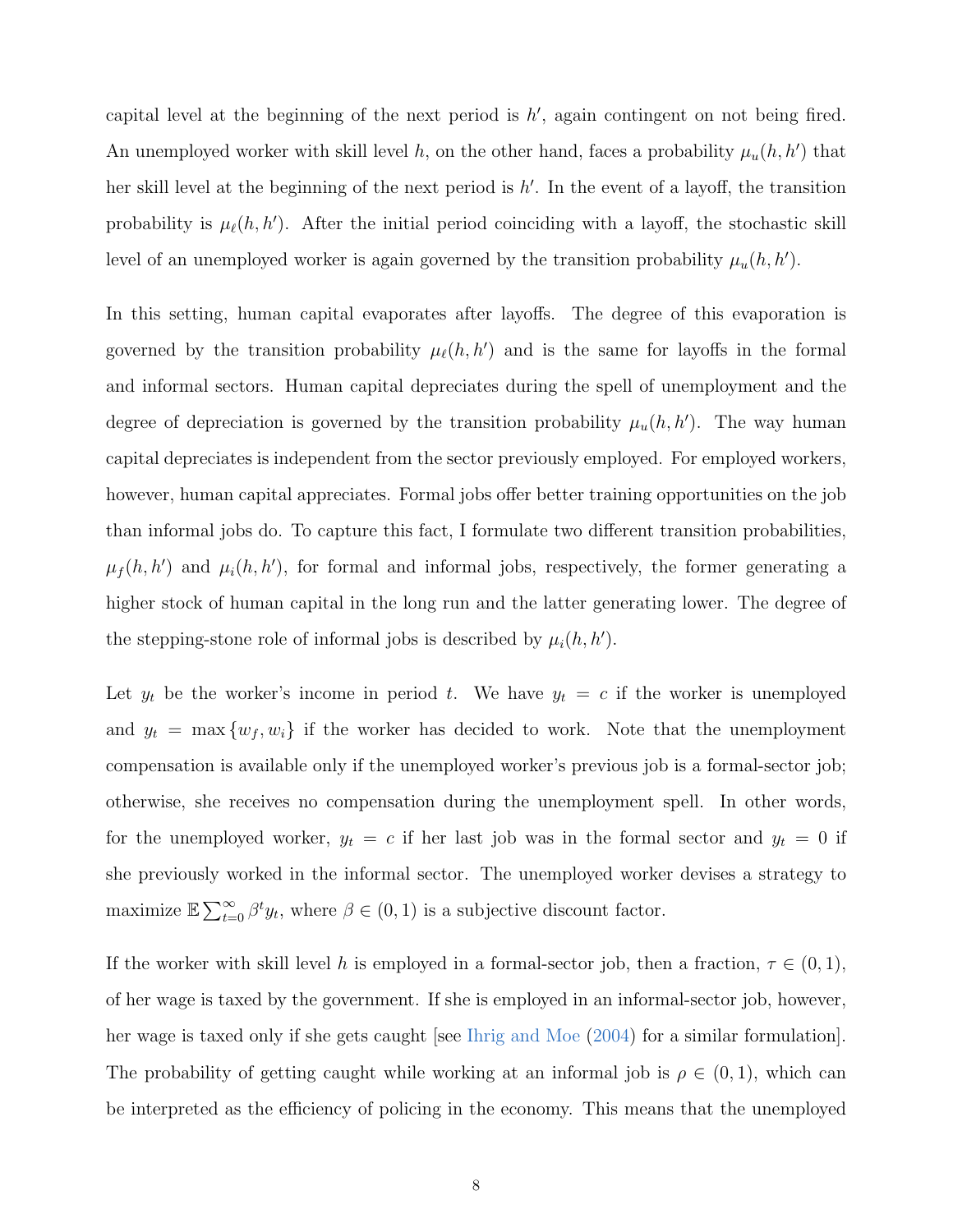capital level at the beginning of the next period is $h'$, again contingent on not being fired. An unemployed worker with skill level $h$, on the other hand, faces a probability $\mu_u(h, h')$ that her skill level at the beginning of the next period is $h'$. In the event of a layoff, the transition probability is $\mu_\ell(h, h')$. After the initial period coinciding with a layoff, the stochastic skill level of an unemployed worker is again governed by the transition probability $\mu_u(h, h')$.

In this setting, human capital evaporates after layoffs. The degree of this evaporation is governed by the transition probability $\mu_\ell(h, h')$ and is the same for layoffs in the formal and informal sectors. Human capital depreciates during the spell of unemployment and the degree of depreciation is governed by the transition probability $\mu_u(h, h')$. The way human capital depreciates is independent from the sector previously employed. For employed workers, however, human capital appreciates. Formal jobs offer better training opportunities on the job than informal jobs do. To capture this fact, I formulate two different transition probabilities, $\mu_f(h, h')$ and $\mu_i(h, h')$, for formal and informal jobs, respectively, the former generating a higher stock of human capital in the long run and the latter generating lower. The degree of the stepping-stone role of informal jobs is described by $\mu_i(h, h')$.

Let $y_t$ be the worker's income in period $t$. We have $y_t = c$ if the worker is unemployed and $y_t = \max\{w_f, w_i\}$ if the worker has decided to work. Note that the unemployment compensation is available only if the unemployed worker's previous job is a formal-sector job; otherwise, she receives no compensation during the unemployment spell. In other words, for the unemployed worker, $y_t = c$ if her last job was in the formal sector and $y_t = 0$ if she previously worked in the informal sector. The unemployed worker devises a strategy to maximize $\mathbb{E} \sum_{t=0}^{\infty} \beta^t y_t$, where $\beta \in (0, 1)$ is a subjective discount factor.

If the worker with skill level $h$ is employed in a formal-sector job, then a fraction, $\tau \in (0, 1)$, of her wage is taxed by the government. If she is employed in an informal-sector job, however, her wage is taxed only if she gets caught [see Ihrig and Moe (2004) for a similar formulation]. The probability of getting caught while working at an informal job is $\rho \in (0, 1)$, which can be interpreted as the efficiency of policing in the economy. This means that the unemployed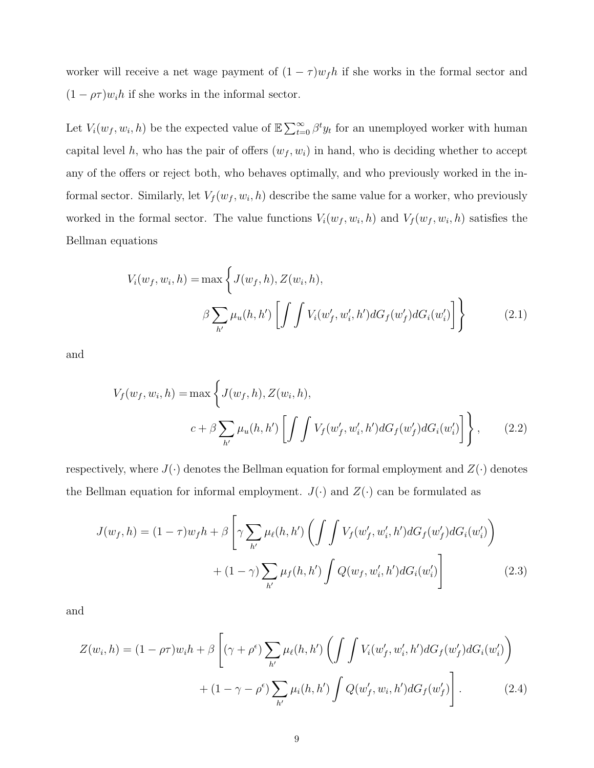worker will receive a net wage payment of $(1-\tau)w_f h$ if she works in the formal sector and $(1-\rho\tau)w_i h$ if she works in the informal sector.

Let $V_i(w_f, w_i, h)$ be the expected value of $\mathbb{E}\sum_{t=0}^{\infty}\beta^t y_t$ for an unemployed worker with human capital level $h$, who has the pair of offers $(w_f, w_i)$ in hand, who is deciding whether to accept any of the offers or reject both, who behaves optimally, and who previously worked in the informal sector. Similarly, let $V_f(w_f, w_i, h)$ describe the same value for a worker, who previously worked in the formal sector. The value functions $V_i(w_f, w_i, h)$ and $V_f(w_f, w_i, h)$ satisfies the Bellman equations

$$
\begin{aligned}
V_i(w_f, w_i, h) = \max \Bigg\{ & J(w_f, h), Z(w_i, h), \\
& \beta \sum_{h'} \mu_u(h, h') \left[ \int \int V_i(w'_f, w'_i, h') dG_f(w'_f) dG_i(w'_i) \right] \Bigg\}
\end{aligned}
\tag{2.1}
$$

and

$$
\begin{aligned}
V_f(w_f, w_i, h) = \max \Bigg\{ & J(w_f, h), Z(w_i, h), \\
& c + \beta \sum_{h'} \mu_u(h, h') \left[ \int \int V_f(w'_f, w'_i, h') dG_f(w'_f) dG_i(w'_i) \right] \Bigg\},
\end{aligned}
\tag{2.2}
$$

respectively, where $J(\cdot)$ denotes the Bellman equation for formal employment and $Z(\cdot)$ denotes the Bellman equation for informal employment. $J(\cdot)$ and $Z(\cdot)$ can be formulated as

$$
\begin{aligned}
J(w_f, h) = (1-\tau)w_f h + \beta \Bigg[ & \gamma \sum_{h'} \mu_\ell(h, h') \left( \int \int V_f(w'_f, w'_i, h') dG_f(w'_f) dG_i(w'_i) \right) \\
& + (1-\gamma) \sum_{h'} \mu_f(h, h') \int Q(w_f, w'_i, h') dG_i(w'_i) \Bigg]
\end{aligned}
\tag{2.3}
$$

and

$$
\begin{aligned}
Z(w_i, h) = (1-\rho\tau)w_i h + \beta \Bigg[ & (\gamma + \rho^\epsilon) \sum_{h'} \mu_\ell(h, h') \left( \int \int V_i(w'_f, w'_i, h') dG_f(w'_f) dG_i(w'_i) \right) \\
& + (1-\gamma-\rho^\epsilon) \sum_{h'} \mu_i(h, h') \int Q(w'_f, w_i, h') dG_f(w'_f) \Bigg].
\end{aligned}
\tag{2.4}
$$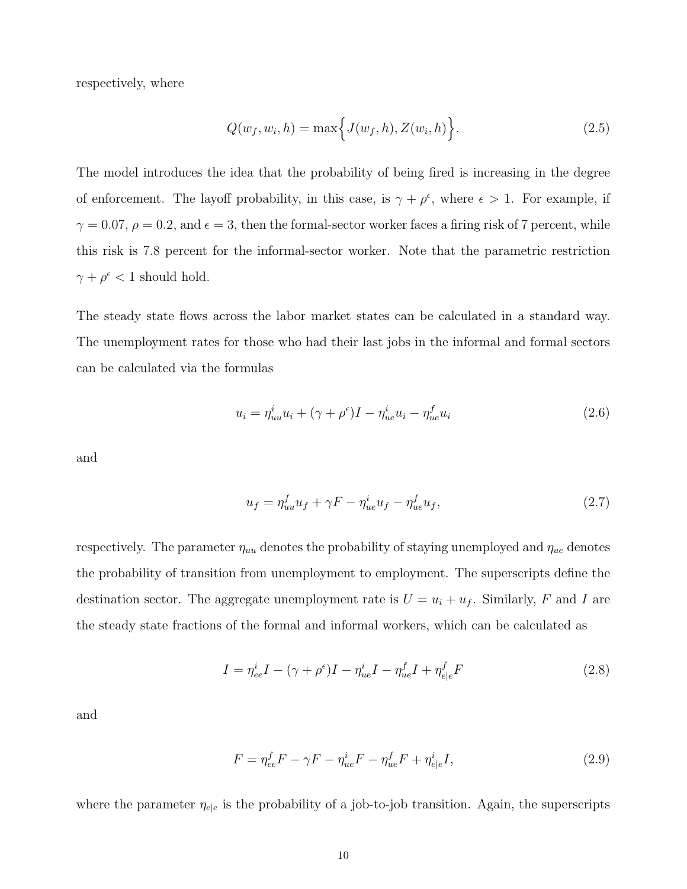respectively, where

$$Q(w_f, w_i, h) = \max\Big\{J(w_f, h), Z(w_i, h)\Big\}. \tag{2.5}$$

The model introduces the idea that the probability of being fired is increasing in the degree of enforcement. The layoff probability, in this case, is $\gamma + \rho^{\epsilon}$, where $\epsilon > 1$. For example, if $\gamma = 0.07$, $\rho = 0.2$, and $\epsilon = 3$, then the formal-sector worker faces a firing risk of 7 percent, while this risk is 7.8 percent for the informal-sector worker. Note that the parametric restriction $\gamma + \rho^{\epsilon} < 1$ should hold.

The steady state flows across the labor market states can be calculated in a standard way. The unemployment rates for those who had their last jobs in the informal and formal sectors can be calculated via the formulas

$$u_i = \eta^i_{uu} u_i + (\gamma + \rho^{\epsilon}) I - \eta^i_{ue} u_i - \eta^f_{ue} u_i \tag{2.6}$$

and

$$u_f = \eta^f_{uu} u_f + \gamma F - \eta^i_{ue} u_f - \eta^f_{ue} u_f, \tag{2.7}$$

respectively. The parameter $\eta_{uu}$ denotes the probability of staying unemployed and $\eta_{ue}$ denotes the probability of transition from unemployment to employment. The superscripts define the destination sector. The aggregate unemployment rate is $U = u_i + u_f$. Similarly, $F$ and $I$ are the steady state fractions of the formal and informal workers, which can be calculated as

$$I = \eta^i_{ee} I - (\gamma + \rho^{\epsilon}) I - \eta^i_{ue} I - \eta^f_{ue} I + \eta^f_{e|e} F \tag{2.8}$$

and

$$F = \eta^f_{ee} F - \gamma F - \eta^i_{ue} F - \eta^f_{ue} F + \eta^i_{e|e} I, \tag{2.9}$$

where the parameter $\eta_{e|e}$ is the probability of a job-to-job transition. Again, the superscripts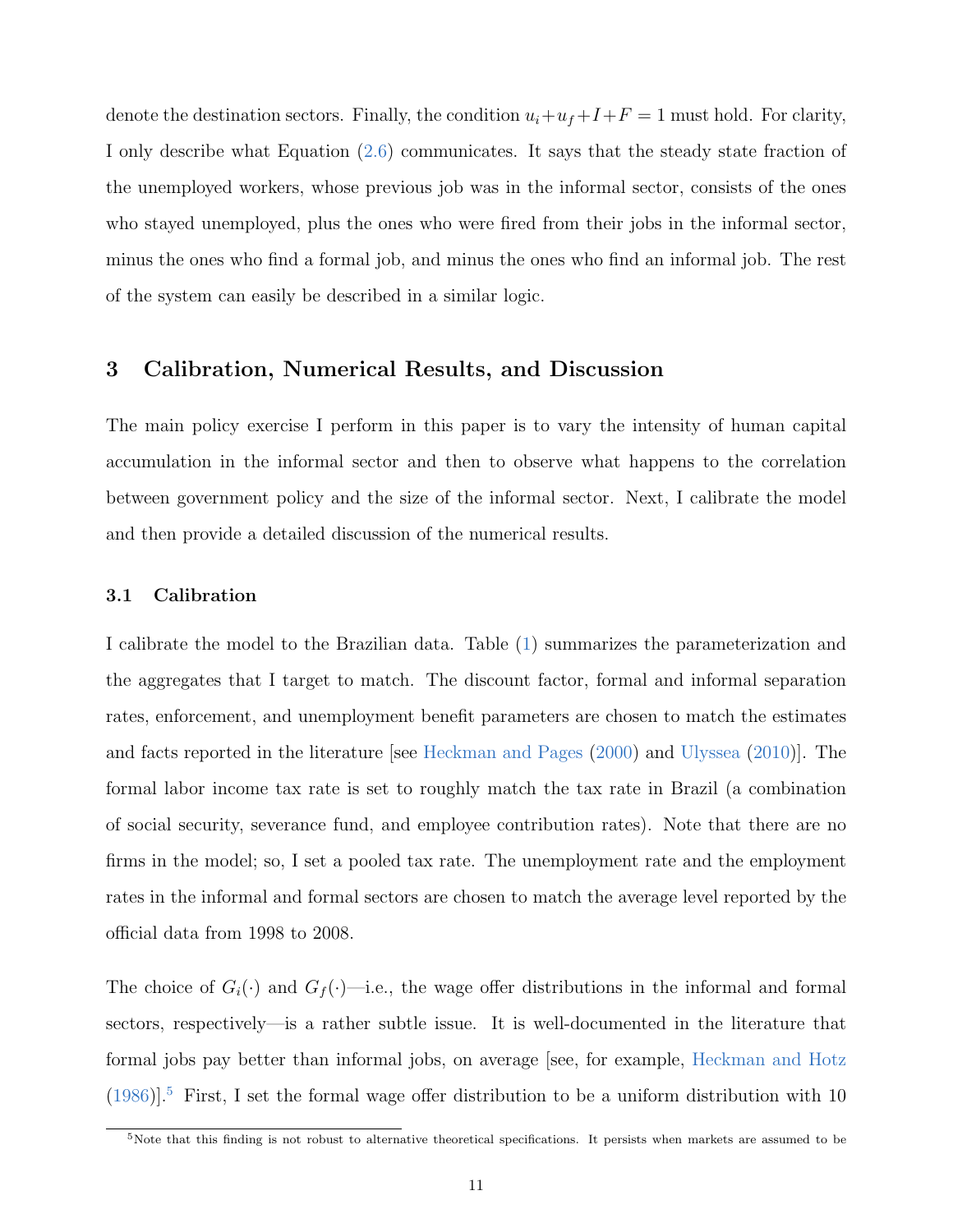denote the destination sectors. Finally, the condition $u_i + u_f + I + F = 1$ must hold. For clarity, I only describe what Equation (2.6) communicates. It says that the steady state fraction of the unemployed workers, whose previous job was in the informal sector, consists of the ones who stayed unemployed, plus the ones who were fired from their jobs in the informal sector, minus the ones who find a formal job, and minus the ones who find an informal job. The rest of the system can easily be described in a similar logic.

## 3 Calibration, Numerical Results, and Discussion

The main policy exercise I perform in this paper is to vary the intensity of human capital accumulation in the informal sector and then to observe what happens to the correlation between government policy and the size of the informal sector. Next, I calibrate the model and then provide a detailed discussion of the numerical results.

### 3.1 Calibration

I calibrate the model to the Brazilian data. Table (1) summarizes the parameterization and the aggregates that I target to match. The discount factor, formal and informal separation rates, enforcement, and unemployment benefit parameters are chosen to match the estimates and facts reported in the literature [see Heckman and Pages (2000) and Ulyssea (2010)]. The formal labor income tax rate is set to roughly match the tax rate in Brazil (a combination of social security, severance fund, and employee contribution rates). Note that there are no firms in the model; so, I set a pooled tax rate. The unemployment rate and the employment rates in the informal and formal sectors are chosen to match the average level reported by the official data from 1998 to 2008.

The choice of $G_i(\cdot)$ and $G_f(\cdot)$—i.e., the wage offer distributions in the informal and formal sectors, respectively—is a rather subtle issue. It is well-documented in the literature that formal jobs pay better than informal jobs, on average [see, for example, Heckman and Hotz (1986)].[5] First, I set the formal wage offer distribution to be a uniform distribution with 10

[5] Note that this finding is not robust to alternative theoretical specifications. It persists when markets are assumed to be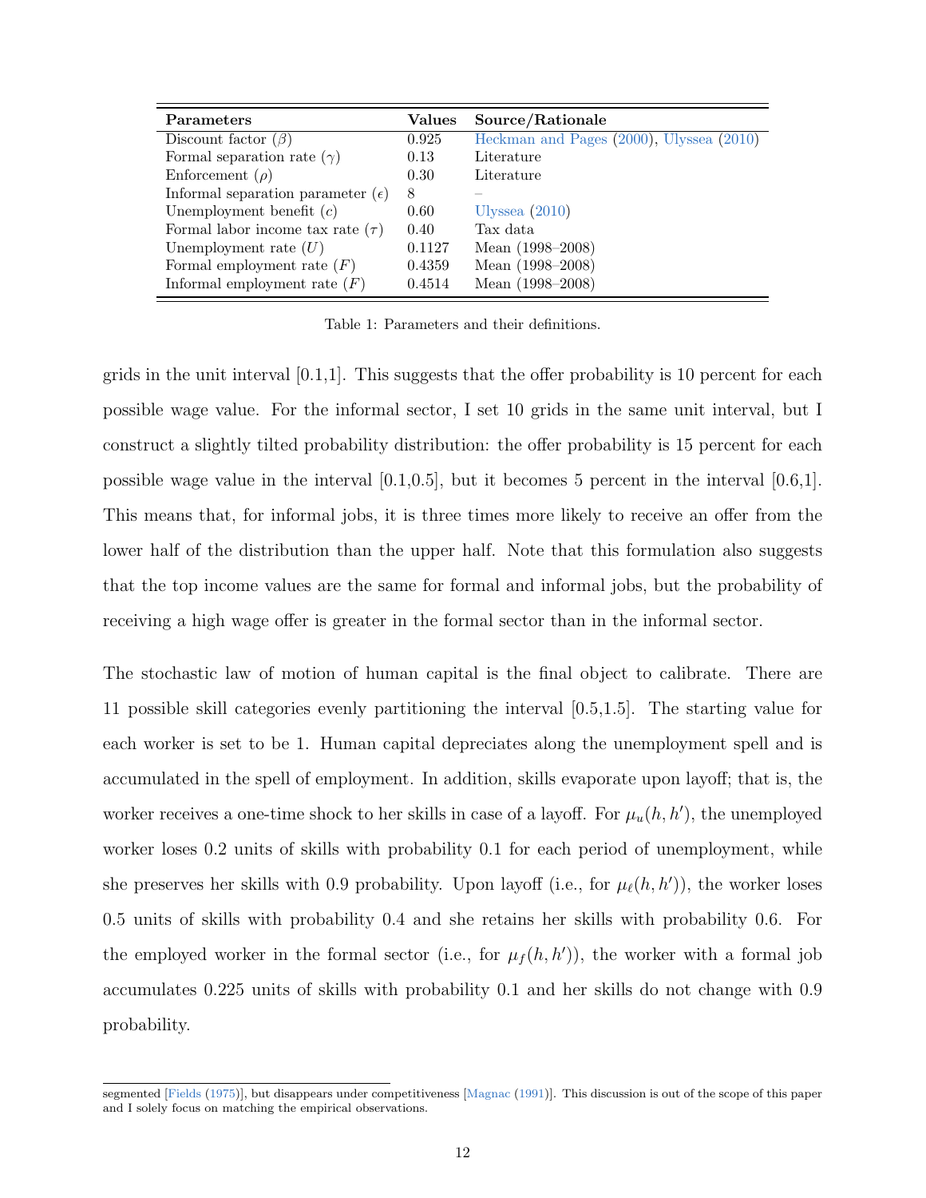| **Parameters** | **Values** | **Source/Rationale** |
|---|---|---|
| Discount factor ($\beta$) | 0.925 | Heckman and Pages (2000), Ulyssea (2010) |
| Formal separation rate ($\gamma$) | 0.13 | Literature |
| Enforcement ($\rho$) | 0.30 | Literature |
| Informal separation parameter ($\epsilon$) | 8 | – |
| Unemployment benefit ($c$) | 0.60 | Ulyssea (2010) |
| Formal labor income tax rate ($\tau$) | 0.40 | Tax data |
| Unemployment rate ($U$) | 0.1127 | Mean (1998–2008) |
| Formal employment rate ($F$) | 0.4359 | Mean (1998–2008) |
| Informal employment rate ($F$) | 0.4514 | Mean (1998–2008) |

Table 1: Parameters and their definitions.

grids in the unit interval [0.1,1]. This suggests that the offer probability is 10 percent for each possible wage value. For the informal sector, I set 10 grids in the same unit interval, but I construct a slightly tilted probability distribution: the offer probability is 15 percent for each possible wage value in the interval [0.1,0.5], but it becomes 5 percent in the interval [0.6,1]. This means that, for informal jobs, it is three times more likely to receive an offer from the lower half of the distribution than the upper half. Note that this formulation also suggests that the top income values are the same for formal and informal jobs, but the probability of receiving a high wage offer is greater in the formal sector than in the informal sector.

The stochastic law of motion of human capital is the final object to calibrate. There are 11 possible skill categories evenly partitioning the interval [0.5,1.5]. The starting value for each worker is set to be 1. Human capital depreciates along the unemployment spell and is accumulated in the spell of employment. In addition, skills evaporate upon layoff; that is, the worker receives a one-time shock to her skills in case of a layoff. For $\mu_u(h, h')$, the unemployed worker loses 0.2 units of skills with probability 0.1 for each period of unemployment, while she preserves her skills with 0.9 probability. Upon layoff (i.e., for $\mu_\ell(h, h')$), the worker loses 0.5 units of skills with probability 0.4 and she retains her skills with probability 0.6. For the employed worker in the formal sector (i.e., for $\mu_f(h, h')$), the worker with a formal job accumulates 0.225 units of skills with probability 0.1 and her skills do not change with 0.9 probability.

segmented [Fields (1975)], but disappears under competitiveness [Magnac (1991)]. This discussion is out of the scope of this paper and I solely focus on matching the empirical observations.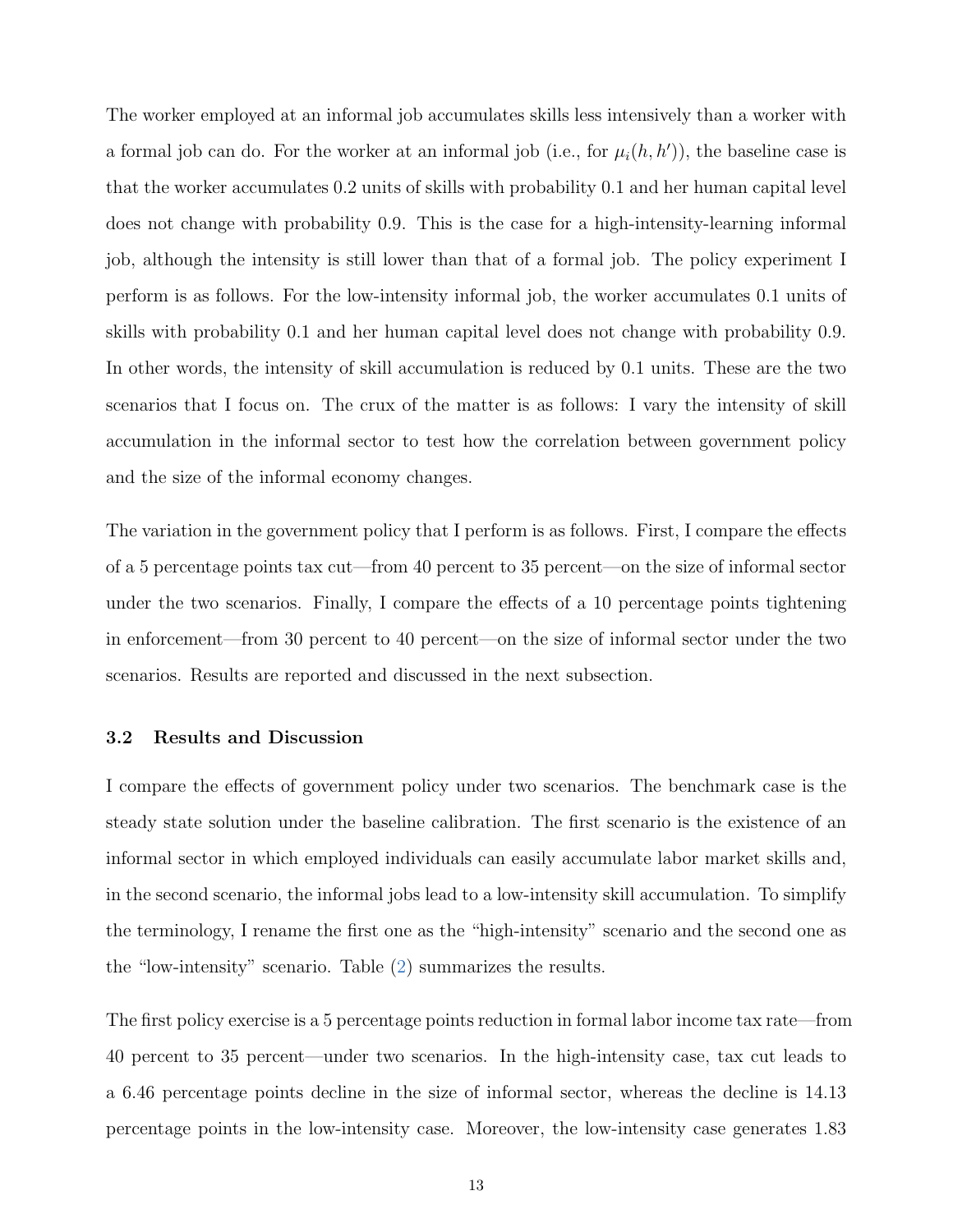The worker employed at an informal job accumulates skills less intensively than a worker with a formal job can do. For the worker at an informal job (i.e., for $\mu_i(h, h')$), the baseline case is that the worker accumulates 0.2 units of skills with probability 0.1 and her human capital level does not change with probability 0.9. This is the case for a high-intensity-learning informal job, although the intensity is still lower than that of a formal job. The policy experiment I perform is as follows. For the low-intensity informal job, the worker accumulates 0.1 units of skills with probability 0.1 and her human capital level does not change with probability 0.9. In other words, the intensity of skill accumulation is reduced by 0.1 units. These are the two scenarios that I focus on. The crux of the matter is as follows: I vary the intensity of skill accumulation in the informal sector to test how the correlation between government policy and the size of the informal economy changes.

The variation in the government policy that I perform is as follows. First, I compare the effects of a 5 percentage points tax cut—from 40 percent to 35 percent—on the size of informal sector under the two scenarios. Finally, I compare the effects of a 10 percentage points tightening in enforcement—from 30 percent to 40 percent—on the size of informal sector under the two scenarios. Results are reported and discussed in the next subsection.

### 3.2 Results and Discussion

I compare the effects of government policy under two scenarios. The benchmark case is the steady state solution under the baseline calibration. The first scenario is the existence of an informal sector in which employed individuals can easily accumulate labor market skills and, in the second scenario, the informal jobs lead to a low-intensity skill accumulation. To simplify the terminology, I rename the first one as the "high-intensity" scenario and the second one as the "low-intensity" scenario. Table (2) summarizes the results.

The first policy exercise is a 5 percentage points reduction in formal labor income tax rate—from 40 percent to 35 percent—under two scenarios. In the high-intensity case, tax cut leads to a 6.46 percentage points decline in the size of informal sector, whereas the decline is 14.13 percentage points in the low-intensity case. Moreover, the low-intensity case generates 1.83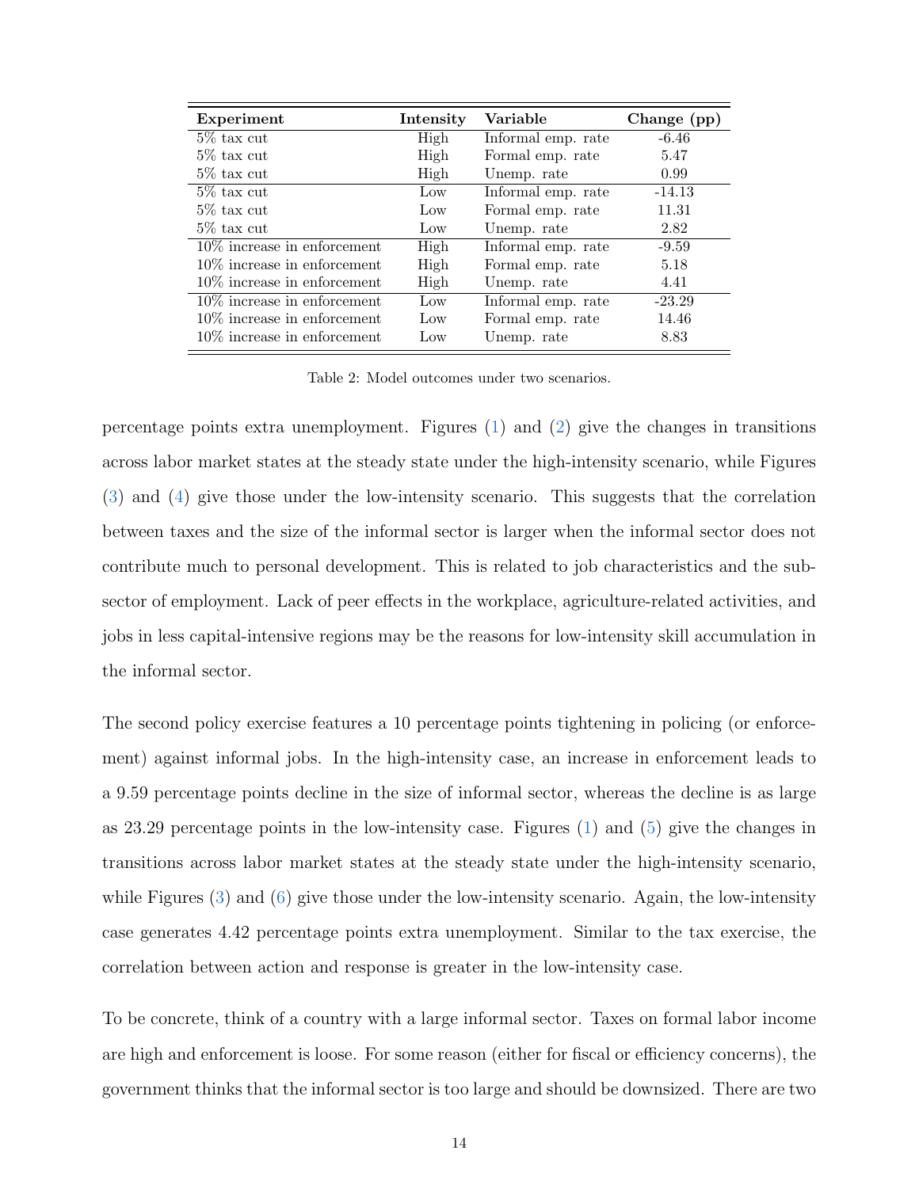| **Experiment** | **Intensity** | **Variable** | **Change (pp)** |
|---|---|---|---|
| 5% tax cut | High | Informal emp. rate | -6.46 |
| 5% tax cut | High | Formal emp. rate | 5.47 |
| 5% tax cut | High | Unemp. rate | 0.99 |
| 5% tax cut | Low | Informal emp. rate | -14.13 |
| 5% tax cut | Low | Formal emp. rate | 11.31 |
| 5% tax cut | Low | Unemp. rate | 2.82 |
| 10% increase in enforcement | High | Informal emp. rate | -9.59 |
| 10% increase in enforcement | High | Formal emp. rate | 5.18 |
| 10% increase in enforcement | High | Unemp. rate | 4.41 |
| 10% increase in enforcement | Low | Informal emp. rate | -23.29 |
| 10% increase in enforcement | Low | Formal emp. rate | 14.46 |
| 10% increase in enforcement | Low | Unemp. rate | 8.83 |

Table 2: Model outcomes under two scenarios.

percentage points extra unemployment. Figures (1) and (2) give the changes in transitions across labor market states at the steady state under the high-intensity scenario, while Figures (3) and (4) give those under the low-intensity scenario. This suggests that the correlation between taxes and the size of the informal sector is larger when the informal sector does not contribute much to personal development. This is related to job characteristics and the sub-sector of employment. Lack of peer effects in the workplace, agriculture-related activities, and jobs in less capital-intensive regions may be the reasons for low-intensity skill accumulation in the informal sector.

The second policy exercise features a 10 percentage points tightening in policing (or enforcement) against informal jobs. In the high-intensity case, an increase in enforcement leads to a 9.59 percentage points decline in the size of informal sector, whereas the decline is as large as 23.29 percentage points in the low-intensity case. Figures (1) and (5) give the changes in transitions across labor market states at the steady state under the high-intensity scenario, while Figures (3) and (6) give those under the low-intensity scenario. Again, the low-intensity case generates 4.42 percentage points extra unemployment. Similar to the tax exercise, the correlation between action and response is greater in the low-intensity case.

To be concrete, think of a country with a large informal sector. Taxes on formal labor income are high and enforcement is loose. For some reason (either for fiscal or efficiency concerns), the government thinks that the informal sector is too large and should be downsized. There are two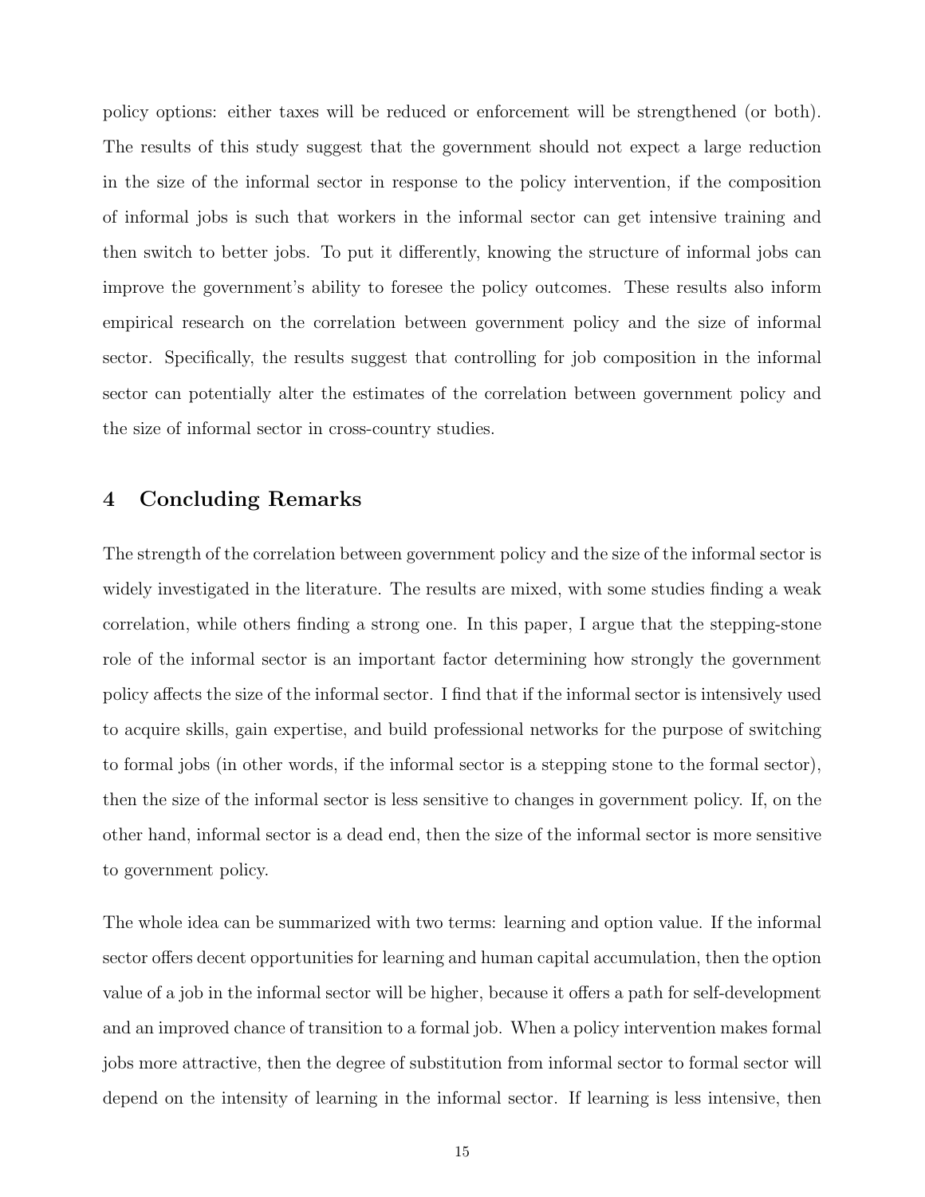policy options: either taxes will be reduced or enforcement will be strengthened (or both). The results of this study suggest that the government should not expect a large reduction in the size of the informal sector in response to the policy intervention, if the composition of informal jobs is such that workers in the informal sector can get intensive training and then switch to better jobs. To put it differently, knowing the structure of informal jobs can improve the government's ability to foresee the policy outcomes. These results also inform empirical research on the correlation between government policy and the size of informal sector. Specifically, the results suggest that controlling for job composition in the informal sector can potentially alter the estimates of the correlation between government policy and the size of informal sector in cross-country studies.

## 4 Concluding Remarks

The strength of the correlation between government policy and the size of the informal sector is widely investigated in the literature. The results are mixed, with some studies finding a weak correlation, while others finding a strong one. In this paper, I argue that the stepping-stone role of the informal sector is an important factor determining how strongly the government policy affects the size of the informal sector. I find that if the informal sector is intensively used to acquire skills, gain expertise, and build professional networks for the purpose of switching to formal jobs (in other words, if the informal sector is a stepping stone to the formal sector), then the size of the informal sector is less sensitive to changes in government policy. If, on the other hand, informal sector is a dead end, then the size of the informal sector is more sensitive to government policy.

The whole idea can be summarized with two terms: learning and option value. If the informal sector offers decent opportunities for learning and human capital accumulation, then the option value of a job in the informal sector will be higher, because it offers a path for self-development and an improved chance of transition to a formal job. When a policy intervention makes formal jobs more attractive, then the degree of substitution from informal sector to formal sector will depend on the intensity of learning in the informal sector. If learning is less intensive, then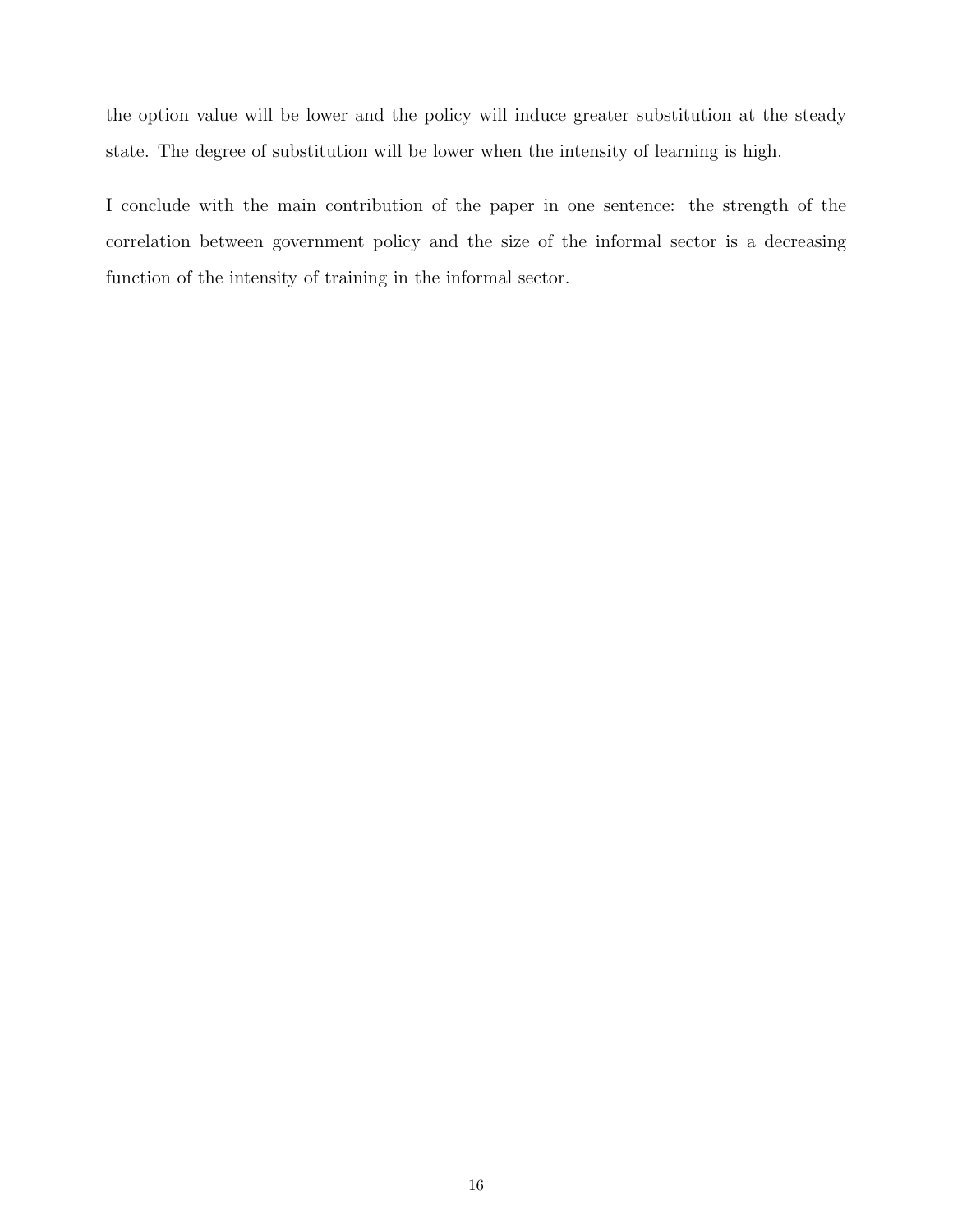the option value will be lower and the policy will induce greater substitution at the steady state. The degree of substitution will be lower when the intensity of learning is high.

I conclude with the main contribution of the paper in one sentence: the strength of the correlation between government policy and the size of the informal sector is a decreasing function of the intensity of training in the informal sector.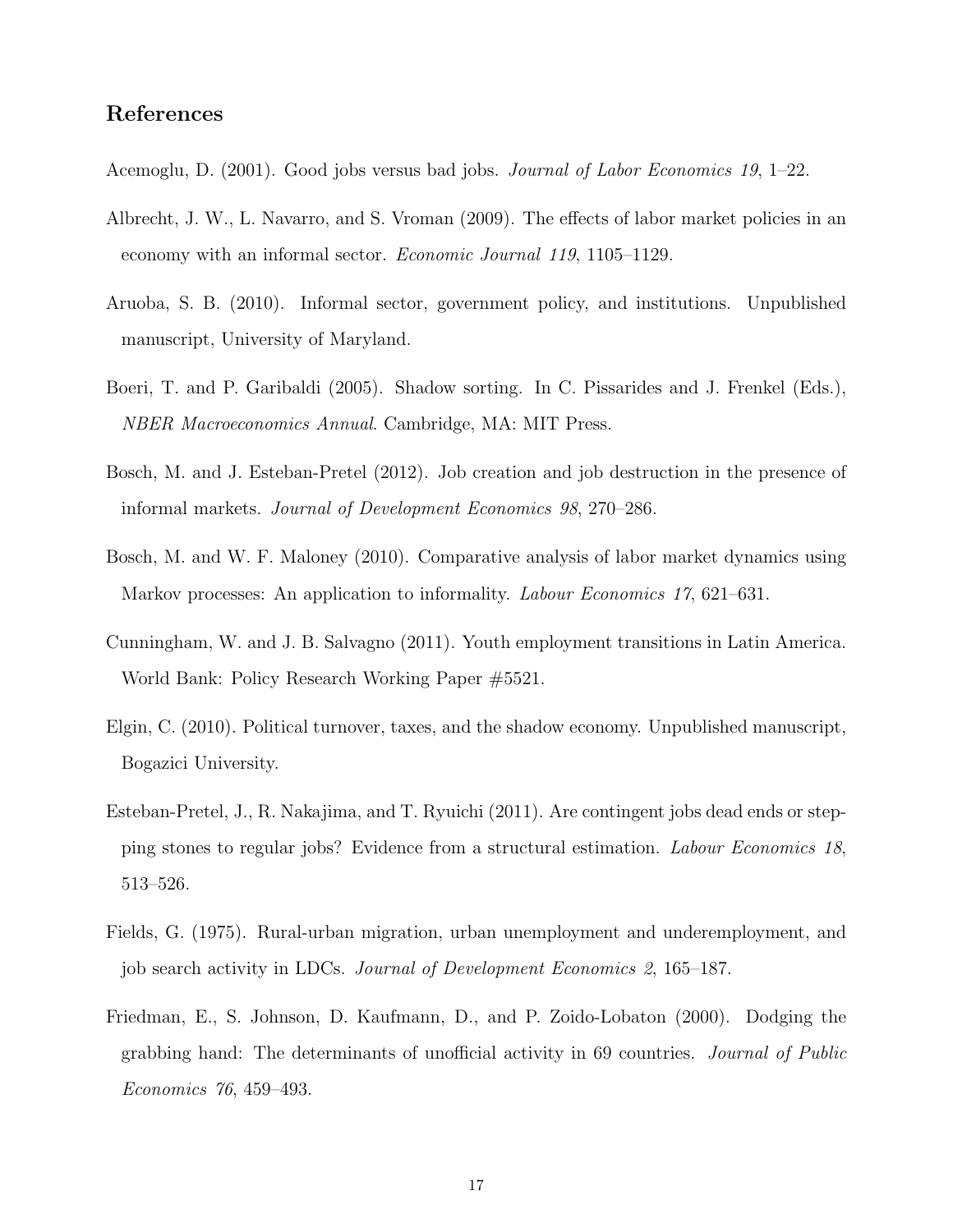## References

Acemoglu, D. (2001). Good jobs versus bad jobs. *Journal of Labor Economics 19*, 1–22.

Albrecht, J. W., L. Navarro, and S. Vroman (2009). The effects of labor market policies in an economy with an informal sector. *Economic Journal 119*, 1105–1129.

Aruoba, S. B. (2010). Informal sector, government policy, and institutions. Unpublished manuscript, University of Maryland.

Boeri, T. and P. Garibaldi (2005). Shadow sorting. In C. Pissarides and J. Frenkel (Eds.), *NBER Macroeconomics Annual*. Cambridge, MA: MIT Press.

Bosch, M. and J. Esteban-Pretel (2012). Job creation and job destruction in the presence of informal markets. *Journal of Development Economics 98*, 270–286.

Bosch, M. and W. F. Maloney (2010). Comparative analysis of labor market dynamics using Markov processes: An application to informality. *Labour Economics 17*, 621–631.

Cunningham, W. and J. B. Salvagno (2011). Youth employment transitions in Latin America. World Bank: Policy Research Working Paper #5521.

Elgin, C. (2010). Political turnover, taxes, and the shadow economy. Unpublished manuscript, Bogazici University.

Esteban-Pretel, J., R. Nakajima, and T. Ryuichi (2011). Are contingent jobs dead ends or stepping stones to regular jobs? Evidence from a structural estimation. *Labour Economics 18*, 513–526.

Fields, G. (1975). Rural-urban migration, urban unemployment and underemployment, and job search activity in LDCs. *Journal of Development Economics 2*, 165–187.

Friedman, E., S. Johnson, D. Kaufmann, D., and P. Zoido-Lobaton (2000). Dodging the grabbing hand: The determinants of unofficial activity in 69 countries. *Journal of Public Economics 76*, 459–493.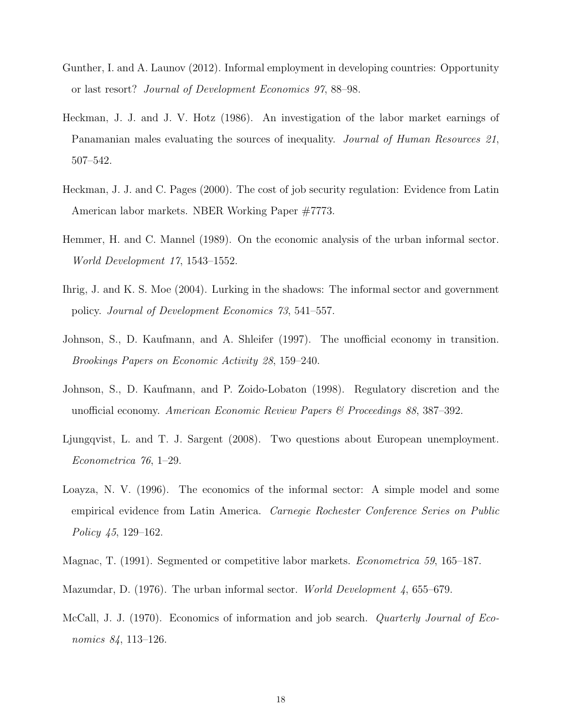Gunther, I. and A. Launov (2012). Informal employment in developing countries: Opportunity or last resort? *Journal of Development Economics 97*, 88–98.

Heckman, J. J. and J. V. Hotz (1986). An investigation of the labor market earnings of Panamanian males evaluating the sources of inequality. *Journal of Human Resources 21*, 507–542.

Heckman, J. J. and C. Pages (2000). The cost of job security regulation: Evidence from Latin American labor markets. NBER Working Paper #7773.

Hemmer, H. and C. Mannel (1989). On the economic analysis of the urban informal sector. *World Development 17*, 1543–1552.

Ihrig, J. and K. S. Moe (2004). Lurking in the shadows: The informal sector and government policy. *Journal of Development Economics 73*, 541–557.

Johnson, S., D. Kaufmann, and A. Shleifer (1997). The unofficial economy in transition. *Brookings Papers on Economic Activity 28*, 159–240.

Johnson, S., D. Kaufmann, and P. Zoido-Lobaton (1998). Regulatory discretion and the unofficial economy. *American Economic Review Papers & Proceedings 88*, 387–392.

Ljungqvist, L. and T. J. Sargent (2008). Two questions about European unemployment. *Econometrica 76*, 1–29.

Loayza, N. V. (1996). The economics of the informal sector: A simple model and some empirical evidence from Latin America. *Carnegie Rochester Conference Series on Public Policy 45*, 129–162.

Magnac, T. (1991). Segmented or competitive labor markets. *Econometrica 59*, 165–187.

Mazumdar, D. (1976). The urban informal sector. *World Development 4*, 655–679.

McCall, J. J. (1970). Economics of information and job search. *Quarterly Journal of Economics 84*, 113–126.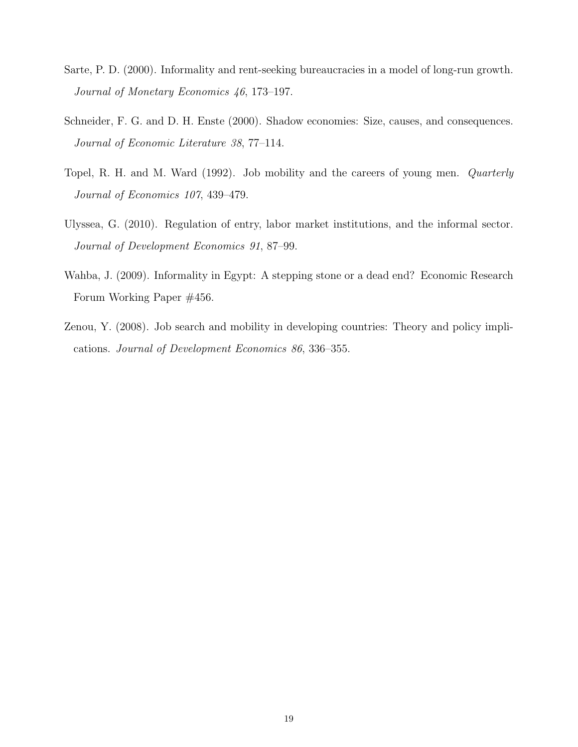Sarte, P. D. (2000). Informality and rent-seeking bureaucracies in a model of long-run growth. *Journal of Monetary Economics 46*, 173–197.

Schneider, F. G. and D. H. Enste (2000). Shadow economies: Size, causes, and consequences. *Journal of Economic Literature 38*, 77–114.

Topel, R. H. and M. Ward (1992). Job mobility and the careers of young men. *Quarterly Journal of Economics 107*, 439–479.

Ulyssea, G. (2010). Regulation of entry, labor market institutions, and the informal sector. *Journal of Development Economics 91*, 87–99.

Wahba, J. (2009). Informality in Egypt: A stepping stone or a dead end? Economic Research Forum Working Paper #456.

Zenou, Y. (2008). Job search and mobility in developing countries: Theory and policy implications. *Journal of Development Economics 86*, 336–355.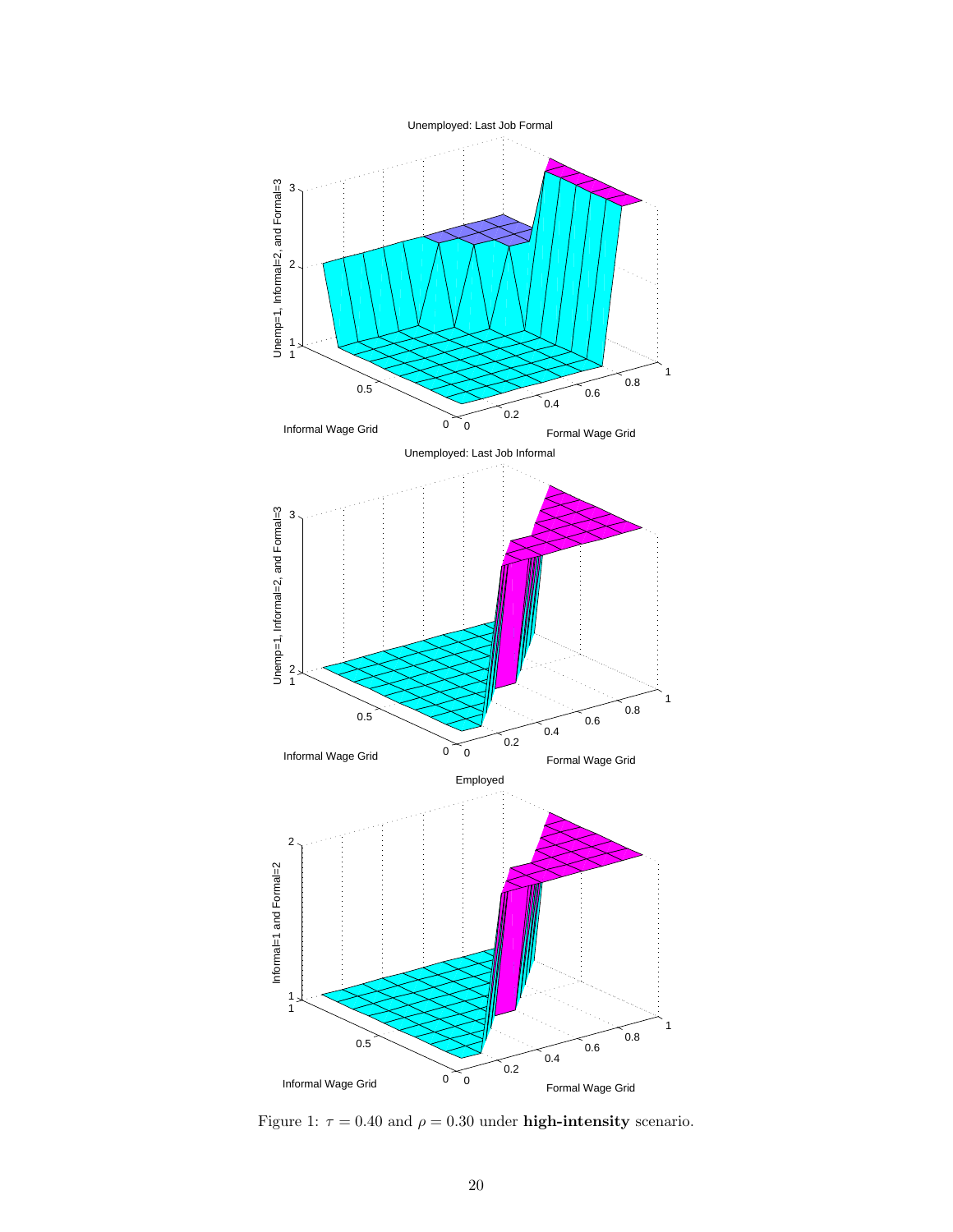Figure 1: $\tau = 0.40$ and $\rho = 0.30$ under **high-intensity** scenario.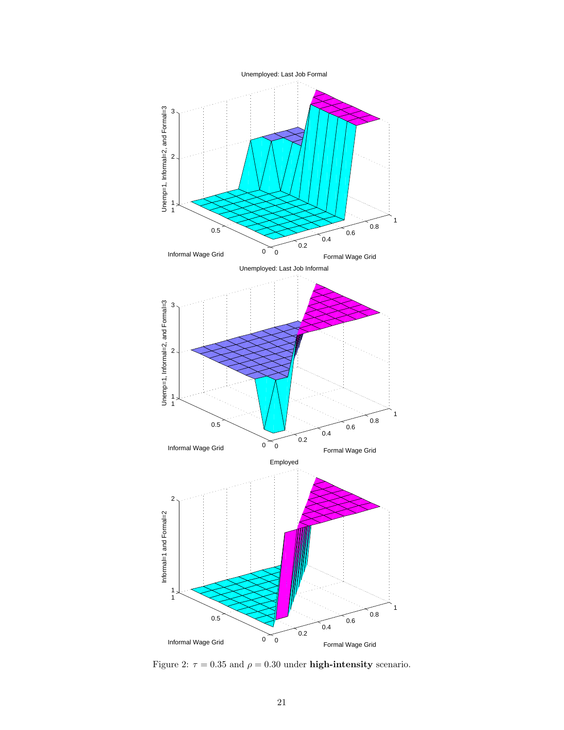Figure 2: $\tau = 0.35$ and $\rho = 0.30$ under **high-intensity** scenario.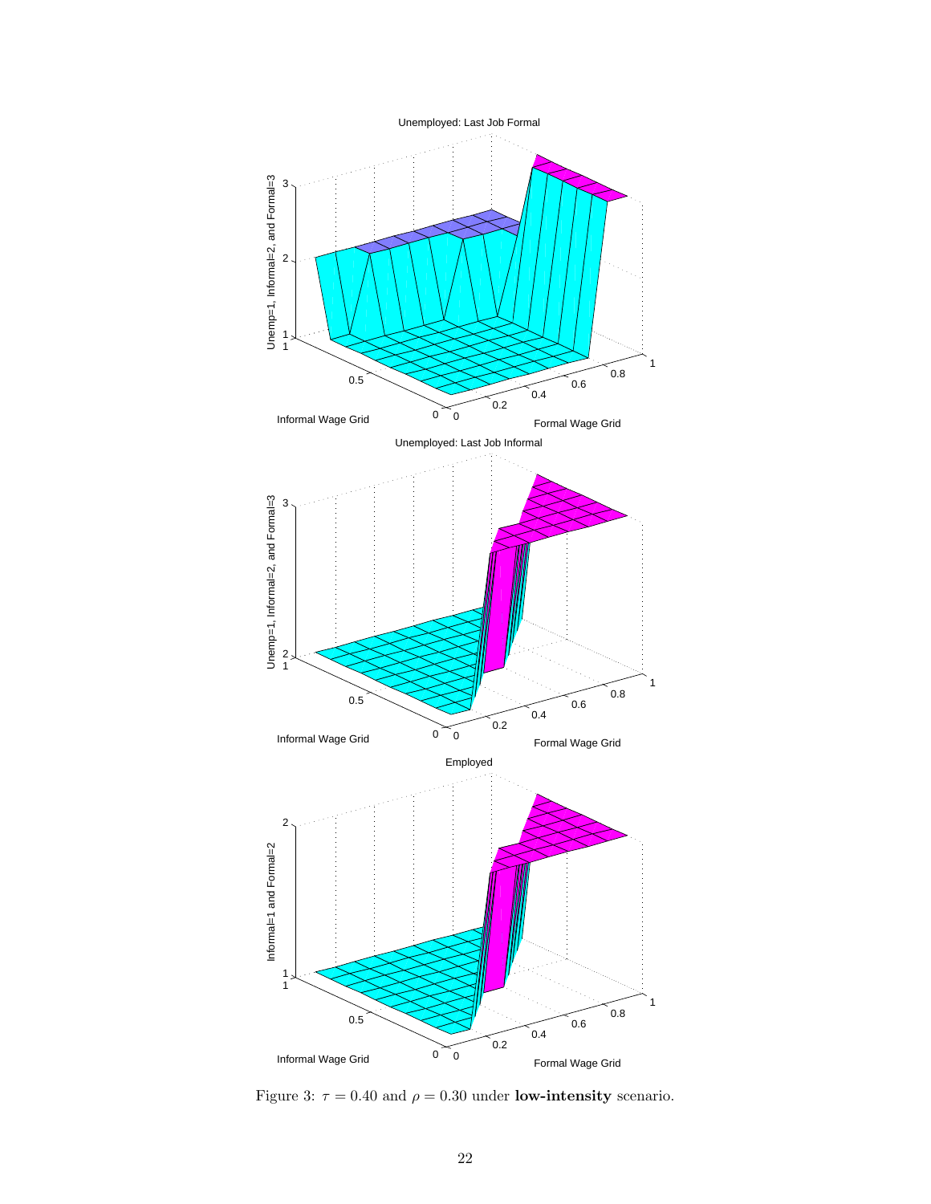Figure 3: $\tau = 0.40$ and $\rho = 0.30$ under **low-intensity** scenario.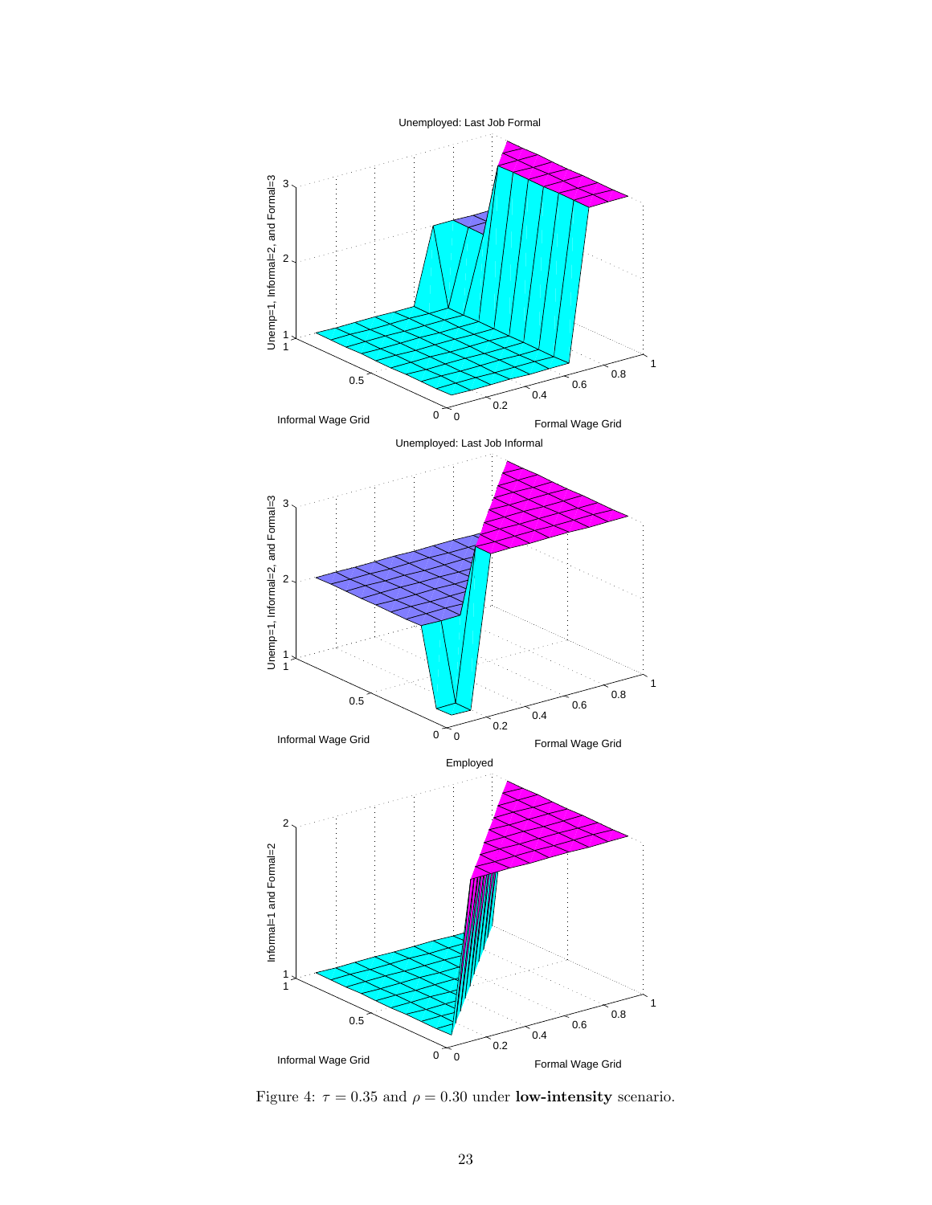Figure 4: $\tau = 0.35$ and $\rho = 0.30$ under **low-intensity** scenario.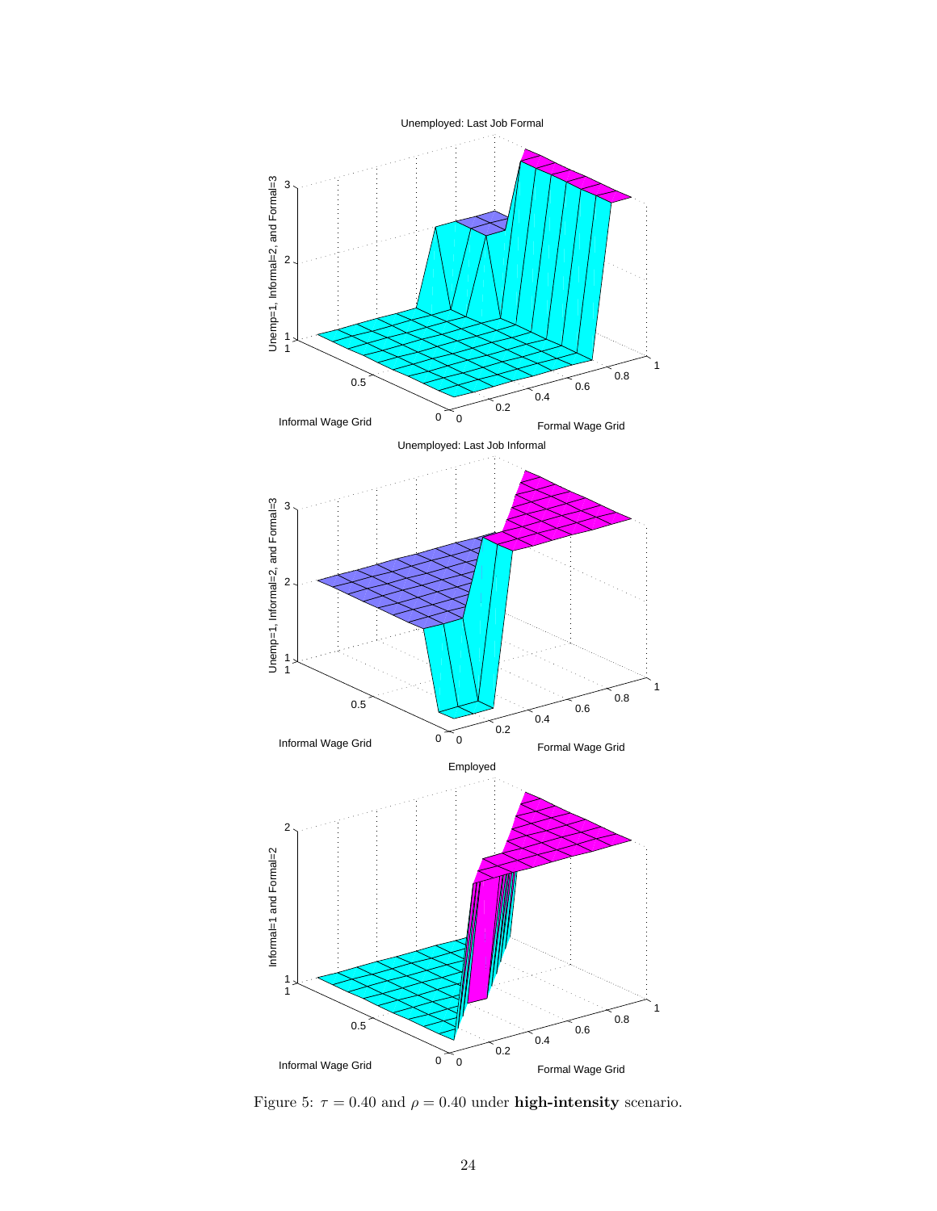Figure 5: $\tau = 0.40$ and $\rho = 0.40$ under **high-intensity** scenario.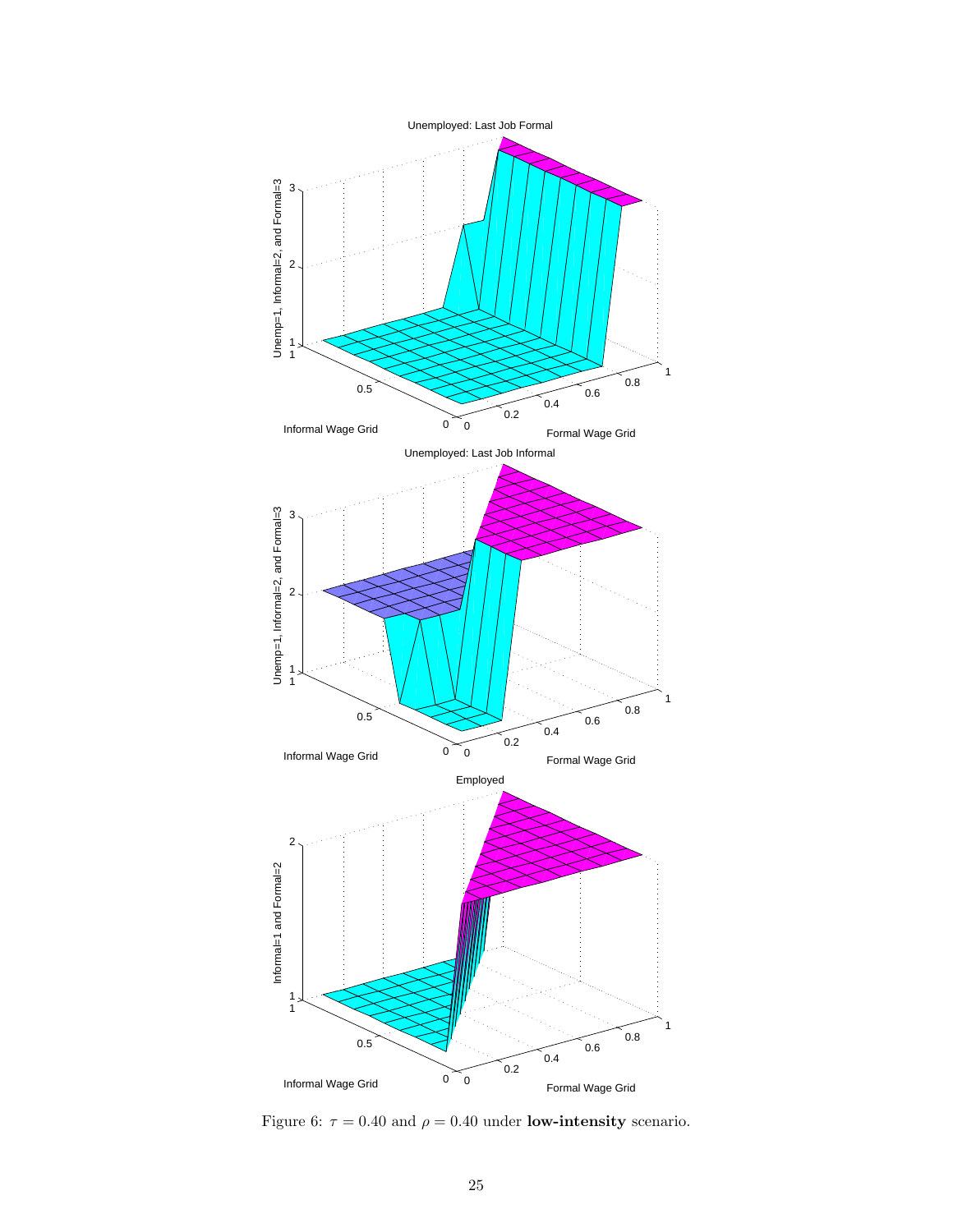Unemployed: Last Job Formal

Unemp=1, Informal=2, and Formal=3

3
2
1
1
0.5
0
Informal Wage Grid
0
0.2
0.4
0.6
0.8
1
Formal Wage Grid

Unemployed: Last Job Informal

Unemp=1, Informal=2, and Formal=3

3
2
1
1
0.5
0
Informal Wage Grid
0
0.2
0.4
0.6
0.8
1
Formal Wage Grid

Employed

Informal=1 and Formal=2

2
1
1
0.5
0
Informal Wage Grid
0
0.2
0.4
0.6
0.8
1
Formal Wage Grid

Figure 6: $\tau = 0.40$ and $\rho = 0.40$ under **low-intensity** scenario.